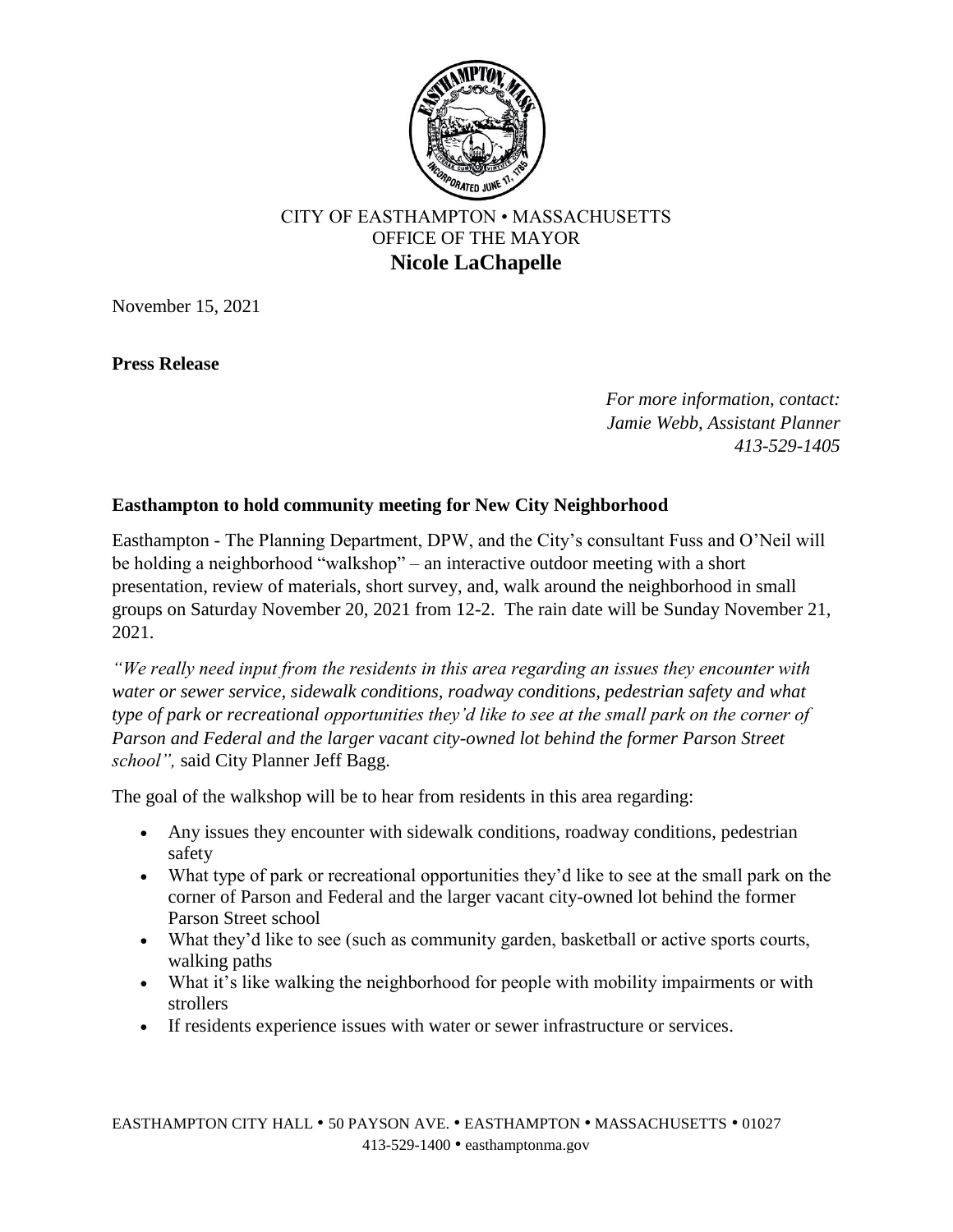CITY OF EASTHAMPTON • MASSACHUSETTS
OFFICE OF THE MAYOR
**Nicole LaChapelle**

November 15, 2021

**Press Release**

*For more information, contact:*
*Jamie Webb, Assistant Planner*
*413-529-1405*

**Easthampton to hold community meeting for New City Neighborhood**

Easthampton - The Planning Department, DPW, and the City's consultant Fuss and O'Neil will be holding a neighborhood "walkshop" – an interactive outdoor meeting with a short presentation, review of materials, short survey, and, walk around the neighborhood in small groups on Saturday November 20, 2021 from 12-2. The rain date will be Sunday November 21, 2021.

*"We really need input from the residents in this area regarding an issues they encounter with water or sewer service, sidewalk conditions, roadway conditions, pedestrian safety and what type of park or recreational opportunities they'd like to see at the small park on the corner of Parson and Federal and the larger vacant city-owned lot behind the former Parson Street school",* said City Planner Jeff Bagg.

The goal of the walkshop will be to hear from residents in this area regarding:

- Any issues they encounter with sidewalk conditions, roadway conditions, pedestrian safety
- What type of park or recreational opportunities they'd like to see at the small park on the corner of Parson and Federal and the larger vacant city-owned lot behind the former Parson Street school
- What they'd like to see (such as community garden, basketball or active sports courts, walking paths
- What it's like walking the neighborhood for people with mobility impairments or with strollers
- If residents experience issues with water or sewer infrastructure or services.

EASTHAMPTON CITY HALL • 50 PAYSON AVE. • EASTHAMPTON • MASSACHUSETTS • 01027
413-529-1400 • easthamptonma.gov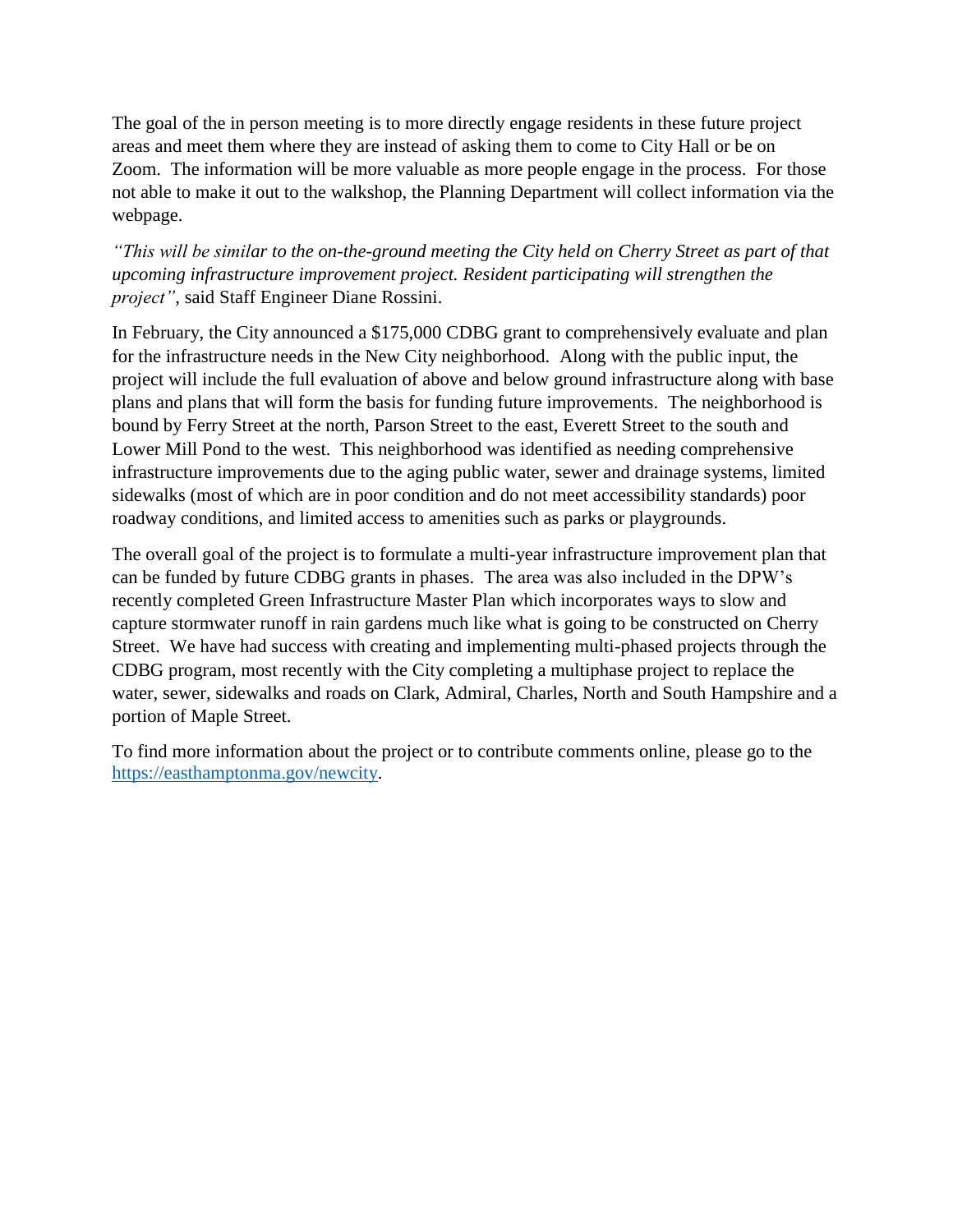The goal of the in person meeting is to more directly engage residents in these future project areas and meet them where they are instead of asking them to come to City Hall or be on Zoom. The information will be more valuable as more people engage in the process. For those not able to make it out to the walkshop, the Planning Department will collect information via the webpage.

*"This will be similar to the on-the-ground meeting the City held on Cherry Street as part of that upcoming infrastructure improvement project. Resident participating will strengthen the project"*, said Staff Engineer Diane Rossini.

In February, the City announced a $175,000 CDBG grant to comprehensively evaluate and plan for the infrastructure needs in the New City neighborhood. Along with the public input, the project will include the full evaluation of above and below ground infrastructure along with base plans and plans that will form the basis for funding future improvements. The neighborhood is bound by Ferry Street at the north, Parson Street to the east, Everett Street to the south and Lower Mill Pond to the west. This neighborhood was identified as needing comprehensive infrastructure improvements due to the aging public water, sewer and drainage systems, limited sidewalks (most of which are in poor condition and do not meet accessibility standards) poor roadway conditions, and limited access to amenities such as parks or playgrounds.

The overall goal of the project is to formulate a multi-year infrastructure improvement plan that can be funded by future CDBG grants in phases. The area was also included in the DPW's recently completed Green Infrastructure Master Plan which incorporates ways to slow and capture stormwater runoff in rain gardens much like what is going to be constructed on Cherry Street. We have had success with creating and implementing multi-phased projects through the CDBG program, most recently with the City completing a multiphase project to replace the water, sewer, sidewalks and roads on Clark, Admiral, Charles, North and South Hampshire and a portion of Maple Street.

To find more information about the project or to contribute comments online, please go to the [https://easthamptonma.gov/newcity](https://easthamptonma.gov/newcity).